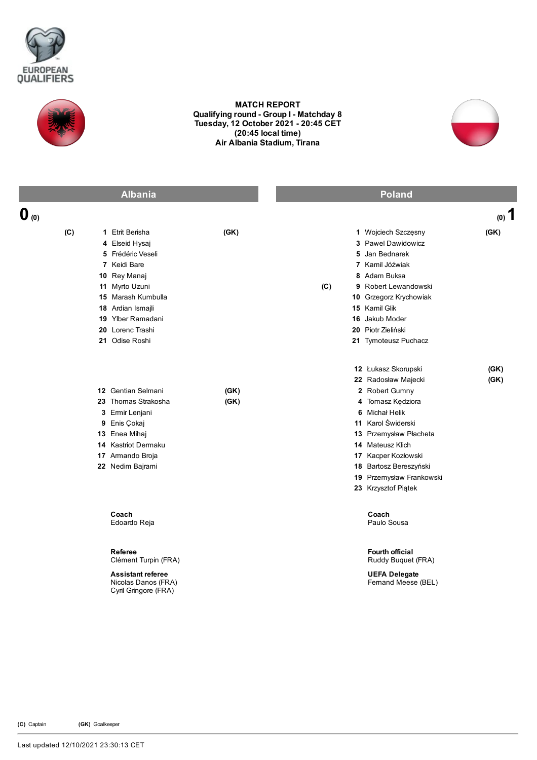EUROPEAN QUALIFIERS

# MATCH REPORT

**Qualifying round - Group I - Matchday 8**
**Tuesday, 12 October 2021 - 20:45 CET**
**(20:45 local time)**
**Air Albania Stadium, Tirana**

| Albania | Poland |
|---|---|
| **0** (0) | (0) **1** |

## Albania

| | No. | Player | |
|---|---|---|---|
| (C) | 1 | Etrit Berisha | (GK) |
| | 4 | Elseid Hysaj | |
| | 5 | Frédéric Veseli | |
| | 7 | Keidi Bare | |
| | 10 | Rey Manaj | |
| | 11 | Myrto Uzuni | |
| | 15 | Marash Kumbulla | |
| | 18 | Ardian Ismajli | |
| | 19 | Ylber Ramadani | |
| | 20 | Lorenc Trashi | |
| | 21 | Odise Roshi | |

**Substitutes**

| No. | Player | |
|---|---|---|
| 12 | Gentian Selmani | (GK) |
| 23 | Thomas Strakosha | (GK) |
| 3 | Ermir Lenjani | |
| 9 | Enis Çokaj | |
| 13 | Enea Mihaj | |
| 14 | Kastriot Dermaku | |
| 17 | Armando Broja | |
| 22 | Nedim Bajrami | |

**Coach**
Edoardo Reja

## Poland

| | No. | Player | |
|---|---|---|---|
| | 1 | Wojciech Szczęsny | (GK) |
| | 3 | Pawel Dawidowicz | |
| | 5 | Jan Bednarek | |
| | 7 | Kamil Jóźwiak | |
| | 8 | Adam Buksa | |
| (C) | 9 | Robert Lewandowski | |
| | 10 | Grzegorz Krychowiak | |
| | 15 | Kamil Glik | |
| | 16 | Jakub Moder | |
| | 20 | Piotr Zieliński | |
| | 21 | Tymoteusz Puchacz | |

**Substitutes**

| No. | Player | |
|---|---|---|
| 12 | Łukasz Skorupski | (GK) |
| 22 | Radosław Majecki | (GK) |
| 2 | Robert Gumny | |
| 4 | Tomasz Kędziora | |
| 6 | Michał Helik | |
| 11 | Karol Świderski | |
| 13 | Przemysław Płacheta | |
| 14 | Mateusz Klich | |
| 17 | Kacper Kozłowski | |
| 18 | Bartosz Bereszyński | |
| 19 | Przemysław Frankowski | |
| 23 | Krzysztof Piątek | |

**Coach**
Paulo Sousa

**Referee**
Clément Turpin (FRA)

**Assistant referee**
Nicolas Danos (FRA)
Cyril Gringore (FRA)

**Fourth official**
Ruddy Buquet (FRA)

**UEFA Delegate**
Fernand Meese (BEL)

(C) Captain (GK) Goalkeeper

Last updated 12/10/2021 23:30:13 CET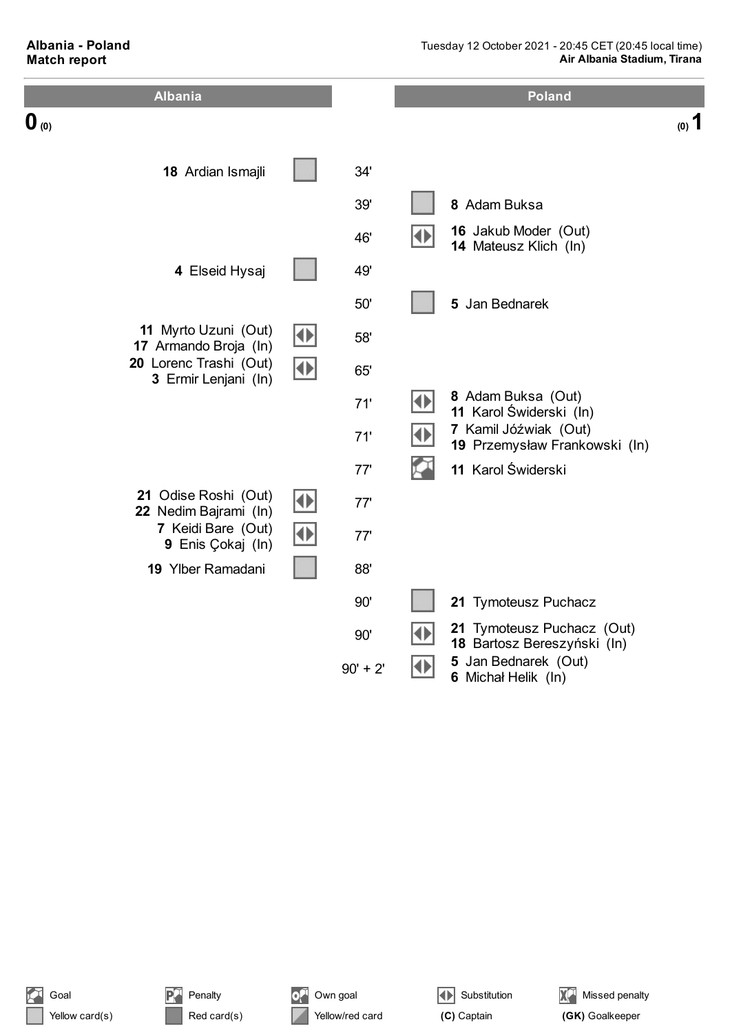**Albania - Poland**
**Match report**

Tuesday 12 October 2021 - 20:45 CET (20:45 local time)
**Air Albania Stadium, Tirana**

| Albania | | Minute | | Poland |
|---|---|---|---|---|
| **0** (0) | | | | (0) **1** |
| **18** Ardian Ismajli | Yellow card | 34' | | |
| | | 39' | Yellow card | **8** Adam Buksa |
| | | 46' | Substitution | **16** Jakub Moder (Out)<br>**14** Mateusz Klich (In) |
| **4** Elseid Hysaj | Yellow card | 49' | | |
| | | 50' | Yellow card | **5** Jan Bednarek |
| **11** Myrto Uzuni (Out)<br>**17** Armando Broja (In) | Substitution | 58' | | |
| **20** Lorenc Trashi (Out)<br>**3** Ermir Lenjani (In) | Substitution | 65' | | |
| | | 71' | Substitution | **8** Adam Buksa (Out)<br>**11** Karol Świderski (In) |
| | | 71' | Substitution | **7** Kamil Jóźwiak (Out)<br>**19** Przemysław Frankowski (In) |
| | | 77' | Goal | **11** Karol Świderski |
| **21** Odise Roshi (Out)<br>**22** Nedim Bajrami (In) | Substitution | 77' | | |
| **7** Keidi Bare (Out)<br>**9** Enis Çokaj (In) | Substitution | 77' | | |
| **19** Ylber Ramadani | Yellow card | 88' | | |
| | | 90' | Yellow card | **21** Tymoteusz Puchacz |
| | | 90' | Substitution | **21** Tymoteusz Puchacz (Out)<br>**18** Bartosz Bereszyński (In) |
| | | 90' + 2' | Substitution | **5** Jan Bednarek (Out)<br>**6** Michał Helik (In) |

Goal | Penalty | Own goal | Substitution | Missed penalty
Yellow card(s) | Red card(s) | Yellow/red card | (C) Captain | (GK) Goalkeeper